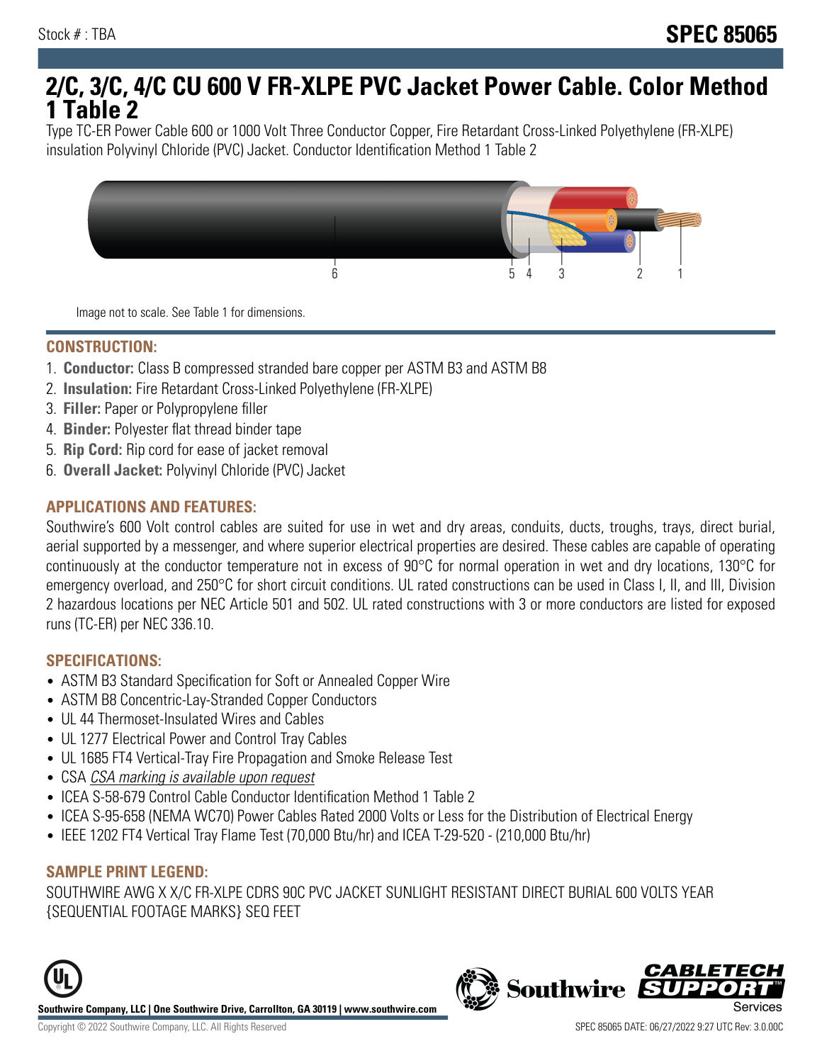Stock # : TBA

**SPEC 85065**

# 2/C, 3/C, 4/C CU 600 V FR-XLPE PVC Jacket Power Cable. Color Method 1 Table 2

Type TC-ER Power Cable 600 or 1000 Volt Three Conductor Copper, Fire Retardant Cross-Linked Polyethylene (FR-XLPE) insulation Polyvinyl Chloride (PVC) Jacket. Conductor Identification Method 1 Table 2

Image not to scale. See Table 1 for dimensions.

## CONSTRUCTION:

1. **Conductor:** Class B compressed stranded bare copper per ASTM B3 and ASTM B8
2. **Insulation:** Fire Retardant Cross-Linked Polyethylene (FR-XLPE)
3. **Filler:** Paper or Polypropylene filler
4. **Binder:** Polyester flat thread binder tape
5. **Rip Cord:** Rip cord for ease of jacket removal
6. **Overall Jacket:** Polyvinyl Chloride (PVC) Jacket

## APPLICATIONS AND FEATURES:

Southwire's 600 Volt control cables are suited for use in wet and dry areas, conduits, ducts, troughs, trays, direct burial, aerial supported by a messenger, and where superior electrical properties are desired. These cables are capable of operating continuously at the conductor temperature not in excess of 90°C for normal operation in wet and dry locations, 130°C for emergency overload, and 250°C for short circuit conditions. UL rated constructions can be used in Class I, II, and III, Division 2 hazardous locations per NEC Article 501 and 502. UL rated constructions with 3 or more conductors are listed for exposed runs (TC-ER) per NEC 336.10.

## SPECIFICATIONS:

- ASTM B3 Standard Specification for Soft or Annealed Copper Wire
- ASTM B8 Concentric-Lay-Stranded Copper Conductors
- UL 44 Thermoset-Insulated Wires and Cables
- UL 1277 Electrical Power and Control Tray Cables
- UL 1685 FT4 Vertical-Tray Fire Propagation and Smoke Release Test
- CSA *CSA marking is available upon request*
- ICEA S-58-679 Control Cable Conductor Identification Method 1 Table 2
- ICEA S-95-658 (NEMA WC70) Power Cables Rated 2000 Volts or Less for the Distribution of Electrical Energy
- IEEE 1202 FT4 Vertical Tray Flame Test (70,000 Btu/hr) and ICEA T-29-520 - (210,000 Btu/hr)

## SAMPLE PRINT LEGEND:

SOUTHWIRE AWG X X/C FR-XLPE CDRS 90C PVC JACKET SUNLIGHT RESISTANT DIRECT BURIAL 600 VOLTS YEAR {SEQUENTIAL FOOTAGE MARKS} SEQ FEET

**Southwire Company, LLC | One Southwire Drive, Carrollton, GA 30119 | www.southwire.com**

Copyright © 2022 Southwire Company, LLC. All Rights Reserved

SPEC 85065 DATE: 06/27/2022 9:27 UTC Rev: 3.0.00C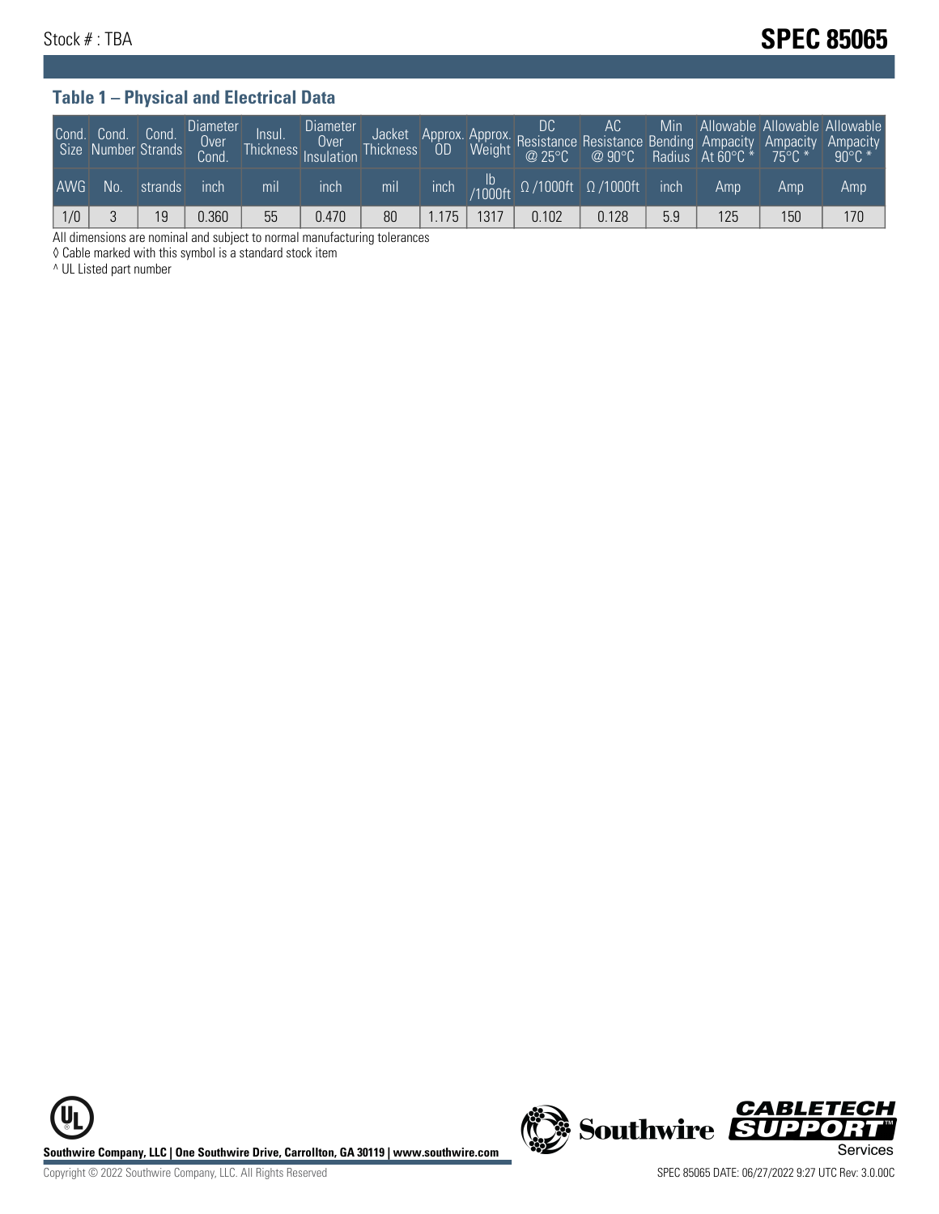### Table 1 – Physical and Electrical Data

| Cond. Size | Cond. Number | Cond. Strands | Diameter Over Cond. | Insul. Thickness | Diameter Over Insulation | Jacket Thickness | Approx. OD | Approx. Weight | DC Resistance @ 25°C | AC Resistance @ 90°C | Min Bending Radius | Allowable Ampacity At 60°C * | Allowable Ampacity 75°C * | Allowable Ampacity 90°C * |
|---|---|---|---|---|---|---|---|---|---|---|---|---|---|---|
| AWG | No. | strands | inch | mil | inch | mil | inch | lb /1000ft | Ω /1000ft | Ω /1000ft | inch | Amp | Amp | Amp |
| 1/0 | 3 | 19 | 0.360 | 55 | 0.470 | 80 | 1.175 | 1317 | 0.102 | 0.128 | 5.9 | 125 | 150 | 170 |

All dimensions are nominal and subject to normal manufacturing tolerances

◊ Cable marked with this symbol is a standard stock item

^ UL Listed part number